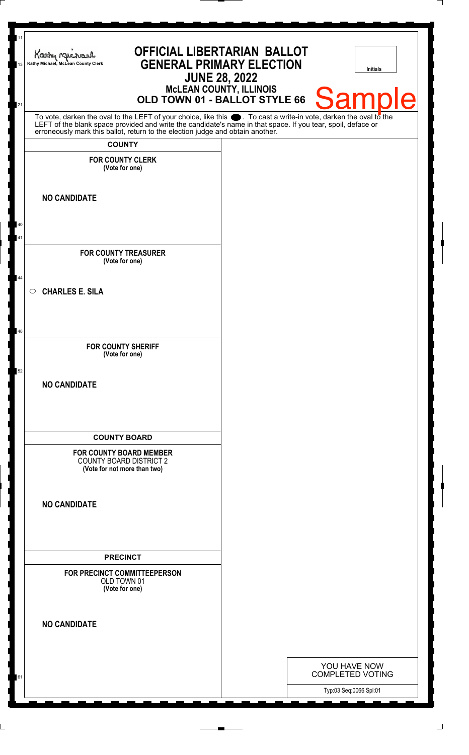Kathy Michael, McLean County Clerk

# OFFICIAL LIBERTARIAN BALLOT
## GENERAL PRIMARY ELECTION
## JUNE 28, 2022
### McLEAN COUNTY, ILLINOIS
### OLD TOWN 01 - BALLOT STYLE 66

Initials

Sample

To vote, darken the oval to the LEFT of your choice, like this ●. To cast a write-in vote, darken the oval to the LEFT of the blank space provided and write the candidate's name in that space. If you tear, spoil, deface or erroneously mark this ballot, return to the election judge and obtain another.

## COUNTY

**FOR COUNTY CLERK**
**(Vote for one)**

**NO CANDIDATE**

**FOR COUNTY TREASURER**
**(Vote for one)**

○ **CHARLES E. SILA**

**FOR COUNTY SHERIFF**
**(Vote for one)**

**NO CANDIDATE**

## COUNTY BOARD

**FOR COUNTY BOARD MEMBER**
COUNTY BOARD DISTRICT 2
**(Vote for not more than two)**

**NO CANDIDATE**

## PRECINCT

**FOR PRECINCT COMMITTEEPERSON**
OLD TOWN 01
**(Vote for one)**

**NO CANDIDATE**

YOU HAVE NOW COMPLETED VOTING

Typ:03 Seq:0066 Spl:01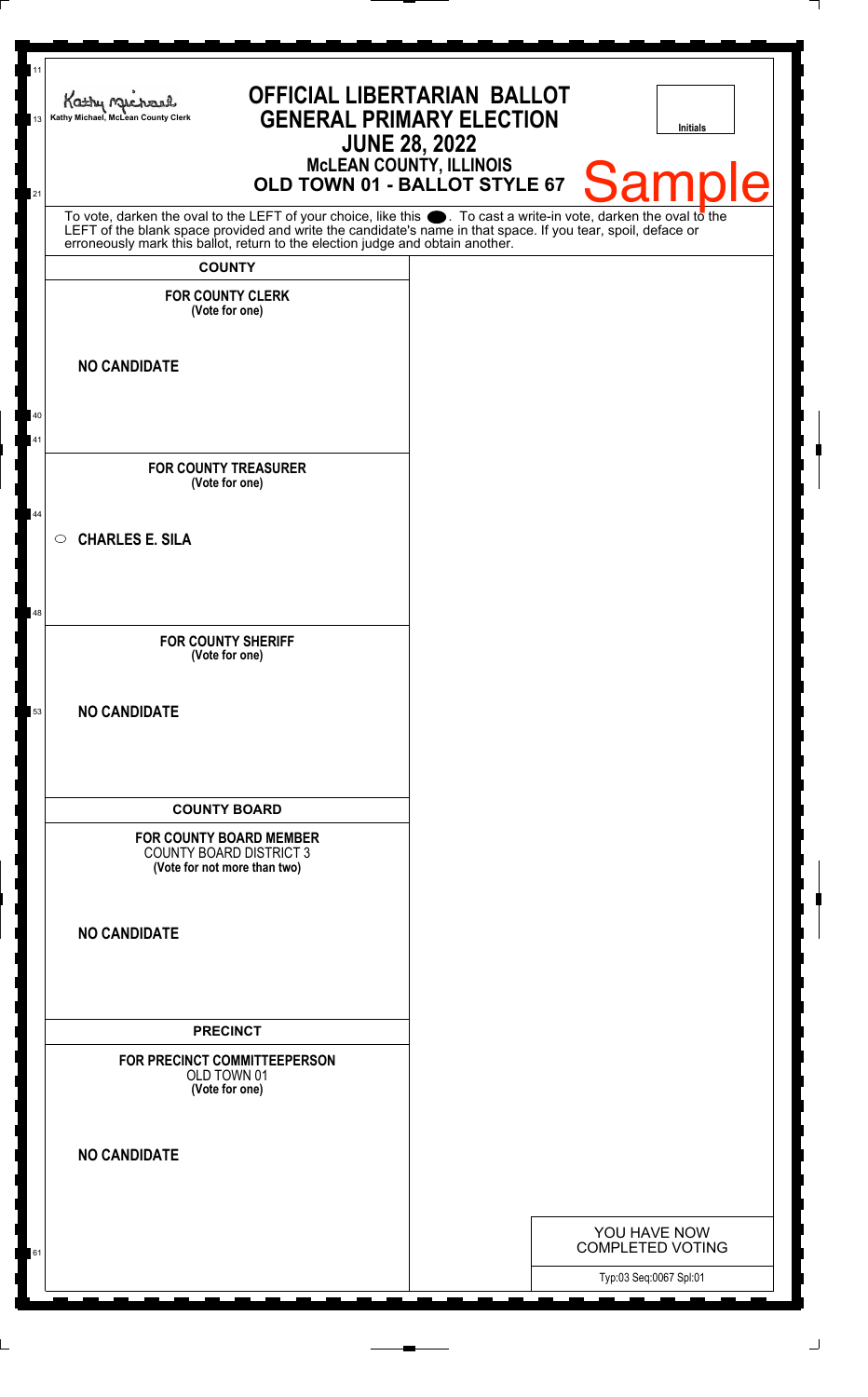Kathy Michael, McLean County Clerk

# OFFICIAL LIBERTARIAN BALLOT
## GENERAL PRIMARY ELECTION
## JUNE 28, 2022
### McLEAN COUNTY, ILLINOIS
### OLD TOWN 01 - BALLOT STYLE 67

Initials

Sample

To vote, darken the oval to the LEFT of your choice, like this ⬬. To cast a write-in vote, darken the oval to the LEFT of the blank space provided and write the candidate's name in that space. If you tear, spoil, deface or erroneously mark this ballot, return to the election judge and obtain another.

**COUNTY**

**FOR COUNTY CLERK**
**(Vote for one)**

**NO CANDIDATE**

**FOR COUNTY TREASURER**
**(Vote for one)**

○ **CHARLES E. SILA**

**FOR COUNTY SHERIFF**
**(Vote for one)**

**NO CANDIDATE**

**COUNTY BOARD**

**FOR COUNTY BOARD MEMBER**
COUNTY BOARD DISTRICT 3
**(Vote for not more than two)**

**NO CANDIDATE**

**PRECINCT**

**FOR PRECINCT COMMITTEEPERSON**
OLD TOWN 01
**(Vote for one)**

**NO CANDIDATE**

YOU HAVE NOW COMPLETED VOTING

Typ:03 Seq:0067 Spl:01